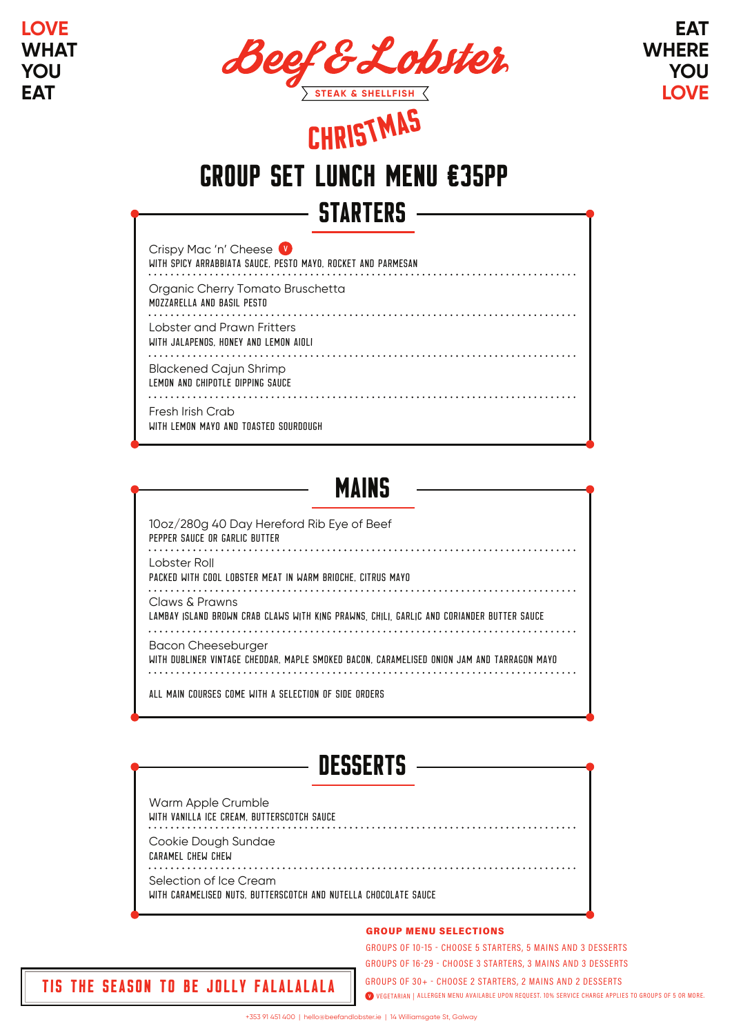LOVE WHAT YOU EAT

# Beef & Lobster

STEAK & SHELLFISH

EAT WHERE YOU LOVE

CHRISTMAS

# GROUP SET LUNCH MENU €35PP

## STARTERS

Crispy Mac 'n' Cheese (V)
WITH SPICY ARRABBIATA SAUCE, PESTO MAYO, ROCKET AND PARMESAN

Organic Cherry Tomato Bruschetta
MOZZARELLA AND BASIL PESTO

Lobster and Prawn Fritters
WITH JALAPENOS, HONEY AND LEMON AIOLI

Blackened Cajun Shrimp
LEMON AND CHIPOTLE DIPPING SAUCE

Fresh Irish Crab
WITH LEMON MAYO AND TOASTED SOURDOUGH

## MAINS

10oz/280g 40 Day Hereford Rib Eye of Beef
PEPPER SAUCE OR GARLIC BUTTER

Lobster Roll
PACKED WITH COOL LOBSTER MEAT IN WARM BRIOCHE, CITRUS MAYO

Claws & Prawns
LAMBAY ISLAND BROWN CRAB CLAWS WITH KING PRAWNS, CHILI, GARLIC AND CORIANDER BUTTER SAUCE

Bacon Cheeseburger
WITH DUBLINER VINTAGE CHEDDAR, MAPLE SMOKED BACON, CARAMELISED ONION JAM AND TARRAGON MAYO

ALL MAIN COURSES COME WITH A SELECTION OF SIDE ORDERS

## DESSERTS

Warm Apple Crumble
WITH VANILLA ICE CREAM, BUTTERSCOTCH SAUCE

Cookie Dough Sundae
CARAMEL CHEW CHEW

Selection of Ice Cream
WITH CARAMELISED NUTS, BUTTERSCOTCH AND NUTELLA CHOCOLATE SAUCE

**GROUP MENU SELECTIONS**

GROUPS OF 10-15 - CHOOSE 5 STARTERS, 5 MAINS AND 3 DESSERTS

GROUPS OF 16-29 - CHOOSE 3 STARTERS, 3 MAINS AND 3 DESSERTS

GROUPS OF 30+ - CHOOSE 2 STARTERS, 2 MAINS AND 2 DESSERTS

(V) VEGETARIAN | ALLERGEN MENU AVAILABLE UPON REQUEST. 10% SERVICE CHARGE APPLIES TO GROUPS OF 5 OR MORE.

TIS THE SEASON TO BE JOLLY FALALALALA

+353 91 451 400 | hello@beefandlobster.ie | 14 Williamsgate St, Galway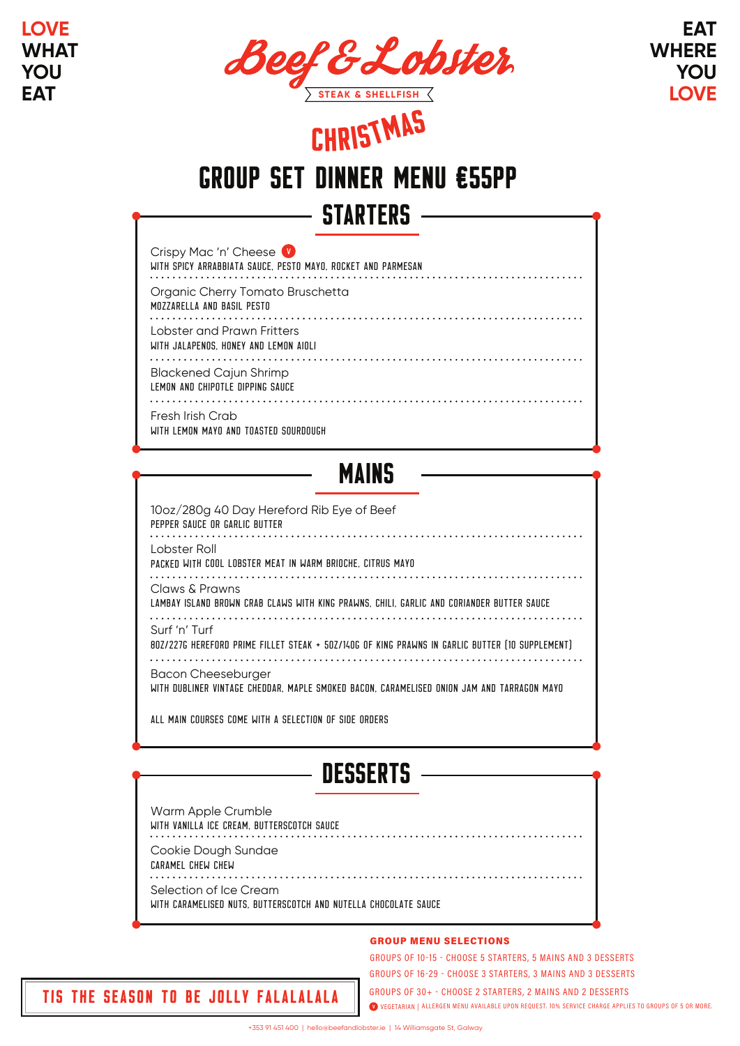LOVE WHAT YOU EAT

# Beef & Lobster

STEAK & SHELLFISH

EAT WHERE YOU LOVE

CHRISTMAS

# GROUP SET DINNER MENU €55PP

## STARTERS

Crispy Mac 'n' Cheese (V)
WITH SPICY ARRABBIATA SAUCE, PESTO MAYO, ROCKET AND PARMESAN

Organic Cherry Tomato Bruschetta
MOZZARELLA AND BASIL PESTO

Lobster and Prawn Fritters
WITH JALAPENOS, HONEY AND LEMON AIOLI

Blackened Cajun Shrimp
LEMON AND CHIPOTLE DIPPING SAUCE

Fresh Irish Crab
WITH LEMON MAYO AND TOASTED SOURDOUGH

## MAINS

10oz/280g 40 Day Hereford Rib Eye of Beef
PEPPER SAUCE OR GARLIC BUTTER

Lobster Roll
PACKED WITH COOL LOBSTER MEAT IN WARM BRIOCHE, CITRUS MAYO

Claws & Prawns
LAMBAY ISLAND BROWN CRAB CLAWS WITH KING PRAWNS, CHILI, GARLIC AND CORIANDER BUTTER SAUCE

Surf 'n' Turf
8OZ/227G HEREFORD PRIME FILLET STEAK + 5OZ/140G OF KING PRAWNS IN GARLIC BUTTER (10 SUPPLEMENT)

Bacon Cheeseburger
WITH DUBLINER VINTAGE CHEDDAR, MAPLE SMOKED BACON, CARAMELISED ONION JAM AND TARRAGON MAYO

ALL MAIN COURSES COME WITH A SELECTION OF SIDE ORDERS

## DESSERTS

Warm Apple Crumble
WITH VANILLA ICE CREAM, BUTTERSCOTCH SAUCE

Cookie Dough Sundae
CARAMEL CHEW CHEW

Selection of Ice Cream
WITH CARAMELISED NUTS, BUTTERSCOTCH AND NUTELLA CHOCOLATE SAUCE

TIS THE SEASON TO BE JOLLY FALALALALA

**GROUP MENU SELECTIONS**

GROUPS OF 10-15 - CHOOSE 5 STARTERS, 5 MAINS AND 3 DESSERTS

GROUPS OF 16-29 - CHOOSE 3 STARTERS, 3 MAINS AND 3 DESSERTS

GROUPS OF 30+ - CHOOSE 2 STARTERS, 2 MAINS AND 2 DESSERTS

(V) VEGETARIAN | ALLERGEN MENU AVAILABLE UPON REQUEST. 10% SERVICE CHARGE APPLIES TO GROUPS OF 5 OR MORE.

+353 91 451 400 | hello@beefandlobster.ie | 14 Williamsgate St, Galway